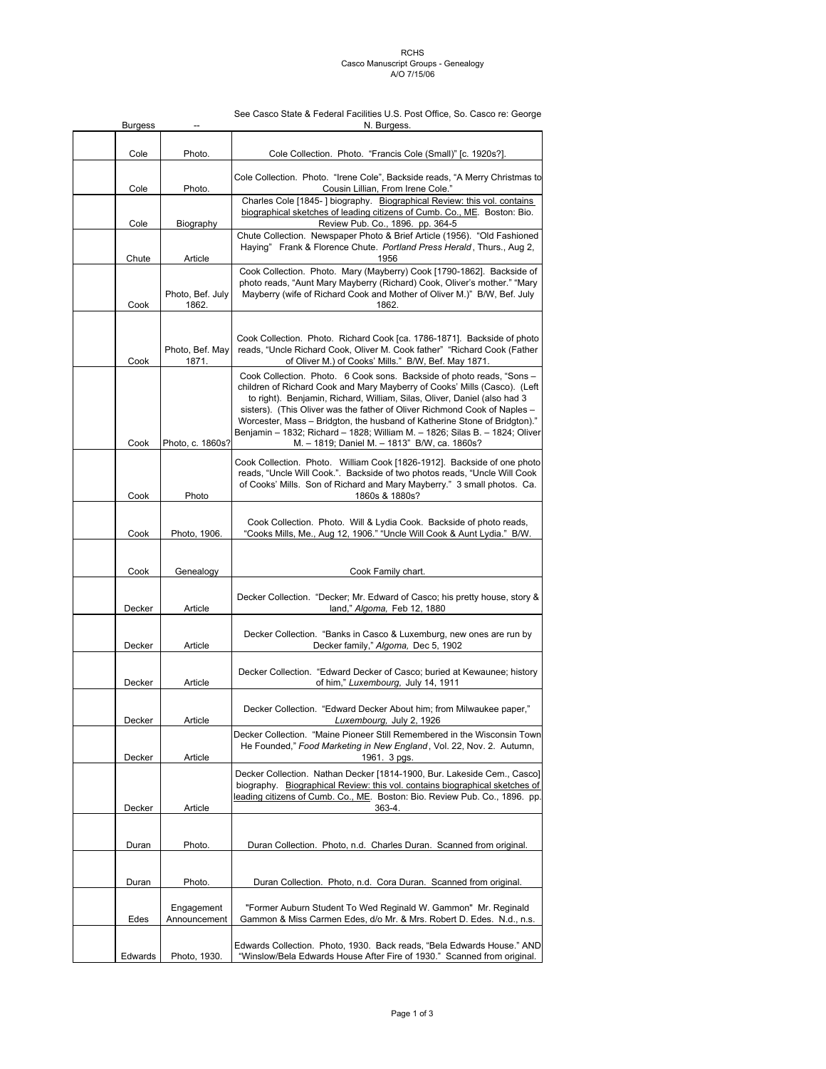RCHS
Casco Manuscript Groups - Genealogy
A/O 7/15/06

| | | | |
|---|---|---|---|
| | Burgess | -- | See Casco State & Federal Facilities U.S. Post Office, So. Casco re: George N. Burgess. |
| | Cole | Photo. | Cole Collection. Photo. "Francis Cole (Small)" [c. 1920s?]. |
| | Cole | Photo. | Cole Collection. Photo. "Irene Cole", Backside reads, "A Merry Christmas to Cousin Lillian, From Irene Cole." |
| | Cole | Biography | Charles Cole [1845- ] biography. Biographical Review: this vol. contains biographical sketches of leading citizens of Cumb. Co., ME. Boston: Bio. Review Pub. Co., 1896. pp. 364-5 |
| | Chute | Article | Chute Collection. Newspaper Photo & Brief Article (1956). "Old Fashioned Haying" Frank & Florence Chute. *Portland Press Herald*, Thurs., Aug 2, 1956 |
| | Cook | Photo, Bef. July 1862. | Cook Collection. Photo. Mary (Mayberry) Cook [1790-1862]. Backside of photo reads, "Aunt Mary Mayberry (Richard) Cook, Oliver's mother." "Mary Mayberry (wife of Richard Cook and Mother of Oliver M.)" B/W, Bef. July 1862. |
| | Cook | Photo, Bef. May 1871. | Cook Collection. Photo. Richard Cook [ca. 1786-1871]. Backside of photo reads, "Uncle Richard Cook, Oliver M. Cook father" "Richard Cook (Father of Oliver M.) of Cooks' Mills." B/W, Bef. May 1871. |
| | Cook | Photo, c. 1860s? | Cook Collection. Photo. 6 Cook sons. Backside of photo reads, "Sons – children of Richard Cook and Mary Mayberry of Cooks' Mills (Casco). (Left to right). Benjamin, Richard, William, Silas, Oliver, Daniel (also had 3 sisters). (This Oliver was the father of Oliver Richmond Cook of Naples – Worcester, Mass – Bridgton, the husband of Katherine Stone of Bridgton)." Benjamin – 1832; Richard – 1828; William M. – 1826; Silas B. – 1824; Oliver M. – 1819; Daniel M. – 1813" B/W, ca. 1860s? |
| | Cook | Photo | Cook Collection. Photo. William Cook [1826-1912]. Backside of one photo reads, "Uncle Will Cook.". Backside of two photos reads, "Uncle Will Cook of Cooks' Mills. Son of Richard and Mary Mayberry." 3 small photos. Ca. 1860s & 1880s? |
| | Cook | Photo, 1906. | Cook Collection. Photo. Will & Lydia Cook. Backside of photo reads, "Cooks Mills, Me., Aug 12, 1906." "Uncle Will Cook & Aunt Lydia." B/W. |
| | Cook | Genealogy | Cook Family chart. |
| | Decker | Article | Decker Collection. "Decker; Mr. Edward of Casco; his pretty house, story & land," *Algoma,* Feb 12, 1880 |
| | Decker | Article | Decker Collection. "Banks in Casco & Luxemburg, new ones are run by Decker family," *Algoma,* Dec 5, 1902 |
| | Decker | Article | Decker Collection. "Edward Decker of Casco; buried at Kewaunee; history of him," *Luxembourg,* July 14, 1911 |
| | Decker | Article | Decker Collection. "Edward Decker About him; from Milwaukee paper," *Luxembourg,* July 2, 1926 |
| | Decker | Article | Decker Collection. "Maine Pioneer Still Remembered in the Wisconsin Town He Founded," *Food Marketing in New England*, Vol. 22, Nov. 2. Autumn, 1961. 3 pgs. |
| | Decker | Article | Decker Collection. Nathan Decker [1814-1900, Bur. Lakeside Cem., Casco] biography. Biographical Review: this vol. contains biographical sketches of leading citizens of Cumb. Co., ME. Boston: Bio. Review Pub. Co., 1896. pp. 363-4. |
| | Duran | Photo. | Duran Collection. Photo, n.d. Charles Duran. Scanned from original. |
| | Duran | Photo. | Duran Collection. Photo, n.d. Cora Duran. Scanned from original. |
| | Edes | Engagement Announcement | "Former Auburn Student To Wed Reginald W. Gammon" Mr. Reginald Gammon & Miss Carmen Edes, d/o Mr. & Mrs. Robert D. Edes. N.d., n.s. |
| | Edwards | Photo, 1930. | Edwards Collection. Photo, 1930. Back reads, "Bela Edwards House." AND "Winslow/Bela Edwards House After Fire of 1930." Scanned from original. |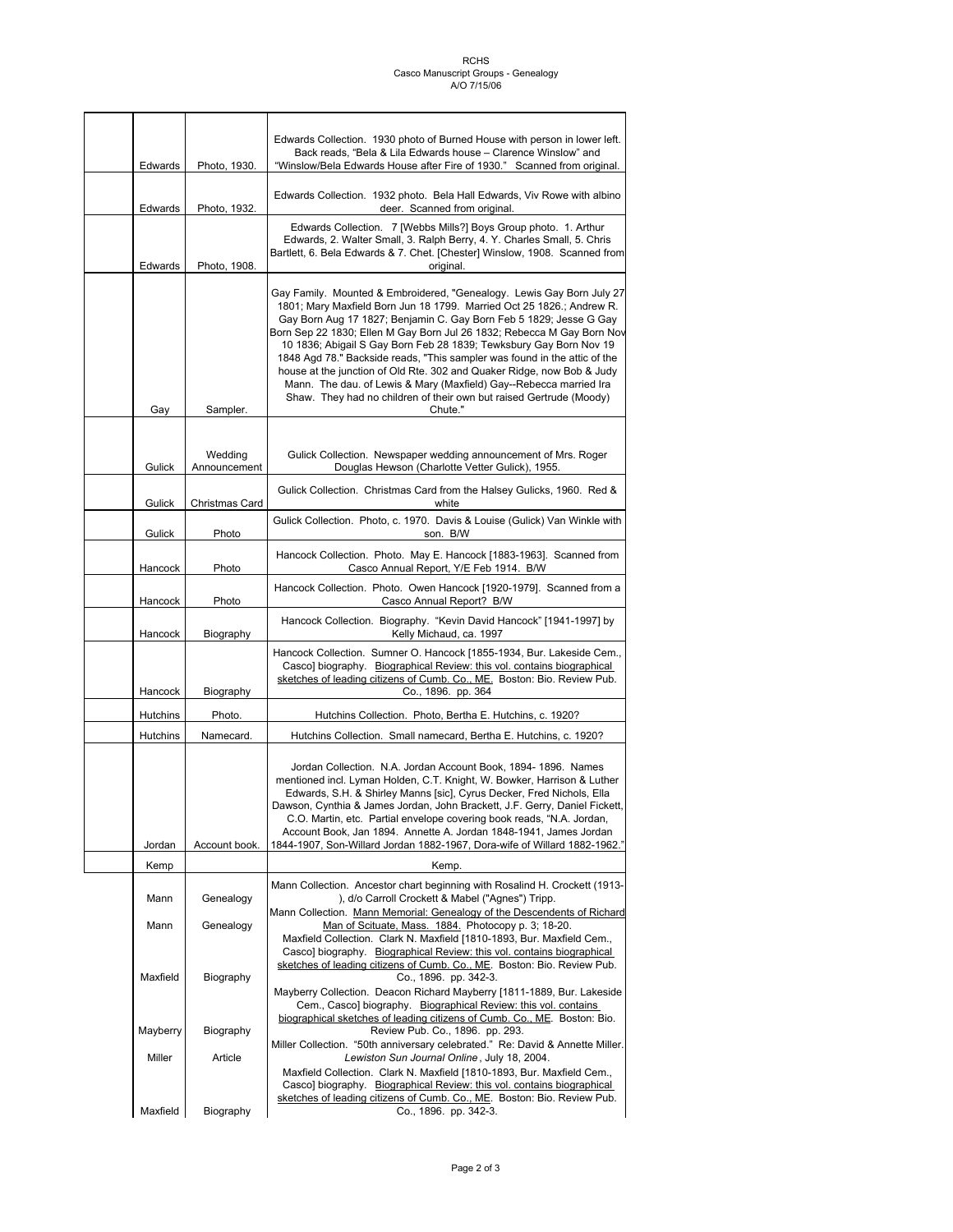RCHS
Casco Manuscript Groups - Genealogy
A/O 7/15/06

| | | | |
|---|---|---|---|
| | Edwards | Photo, 1930. | Edwards Collection. 1930 photo of Burned House with person in lower left. Back reads, "Bela & Lila Edwards house – Clarence Winslow" and "Winslow/Bela Edwards House after Fire of 1930." Scanned from original. |
| | Edwards | Photo, 1932. | Edwards Collection. 1932 photo. Bela Hall Edwards, Viv Rowe with albino deer. Scanned from original. |
| | Edwards | Photo, 1908. | Edwards Collection. 7 [Webbs Mills?] Boys Group photo. 1. Arthur Edwards, 2. Walter Small, 3. Ralph Berry, 4. Y. Charles Small, 5. Chris Bartlett, 6. Bela Edwards & 7. Chet. [Chester] Winslow, 1908. Scanned from original. |
| | Gay | Sampler. | Gay Family. Mounted & Embroidered, "Genealogy. Lewis Gay Born July 27 1801; Mary Maxfield Born Jun 18 1799. Married Oct 25 1826.; Andrew R. Gay Born Aug 17 1827; Benjamin C. Gay Born Feb 5 1829; Jesse G Gay Born Sep 22 1830; Ellen M Gay Born Jul 26 1832; Rebecca M Gay Born Nov 10 1836; Abigail S Gay Born Feb 28 1839; Tewksbury Gay Born Nov 19 1848 Agd 78." Backside reads, "This sampler was found in the attic of the house at the junction of Old Rte. 302 and Quaker Ridge, now Bob & Judy Mann. The dau. of Lewis & Mary (Maxfield) Gay--Rebecca married Ira Shaw. They had no children of their own but raised Gertrude (Moody) Chute." |
| | Gulick | Wedding Announcement | Gulick Collection. Newspaper wedding announcement of Mrs. Roger Douglas Hewson (Charlotte Vetter Gulick), 1955. |
| | Gulick | Christmas Card | Gulick Collection. Christmas Card from the Halsey Gulicks, 1960. Red & white |
| | Gulick | Photo | Gulick Collection. Photo, c. 1970. Davis & Louise (Gulick) Van Winkle with son. B/W |
| | Hancock | Photo | Hancock Collection. Photo. May E. Hancock [1883-1963]. Scanned from Casco Annual Report, Y/E Feb 1914. B/W |
| | Hancock | Photo | Hancock Collection. Photo. Owen Hancock [1920-1979]. Scanned from a Casco Annual Report? B/W |
| | Hancock | Biography | Hancock Collection. Biography. "Kevin David Hancock" [1941-1997] by Kelly Michaud, ca. 1997 |
| | Hancock | Biography | Hancock Collection. Sumner O. Hancock [1855-1934, Bur. Lakeside Cem., Casco] biography. Biographical Review: this vol. contains biographical sketches of leading citizens of Cumb. Co., ME. Boston: Bio. Review Pub. Co., 1896. pp. 364 |
| | Hutchins | Photo. | Hutchins Collection. Photo, Bertha E. Hutchins, c. 1920? |
| | Hutchins | Namecard. | Hutchins Collection. Small namecard, Bertha E. Hutchins, c. 1920? |
| | Jordan | Account book. | Jordan Collection. N.A. Jordan Account Book, 1894- 1896. Names mentioned incl. Lyman Holden, C.T. Knight, W. Bowker, Harrison & Luther Edwards, S.H. & Shirley Manns [sic], Cyrus Decker, Fred Nichols, Ella Dawson, Cynthia & James Jordan, John Brackett, J.F. Gerry, Daniel Fickett, C.O. Martin, etc. Partial envelope covering book reads, "N.A. Jordan, Account Book, Jan 1894. Annette A. Jordan 1848-1941, James Jordan 1844-1907, Son-Willard Jordan 1882-1967, Dora-wife of Willard 1882-1962." |
| | Kemp | | Kemp. |
| | Mann | Genealogy | Mann Collection. Ancestor chart beginning with Rosalind H. Crockett (1913- ), d/o Carroll Crockett & Mabel ("Agnes") Tripp. |
| | Mann | Genealogy | Mann Collection. Mann Memorial: Genealogy of the Descendents of Richard Man of Scituate, Mass. 1884. Photocopy p. 3; 18-20. |
| | Maxfield | Biography | Maxfield Collection. Clark N. Maxfield [1810-1893, Bur. Maxfield Cem., Casco] biography. Biographical Review: this vol. contains biographical sketches of leading citizens of Cumb. Co., ME. Boston: Bio. Review Pub. Co., 1896. pp. 342-3. |
| | Mayberry | Biography | Mayberry Collection. Deacon Richard Mayberry [1811-1889, Bur. Lakeside Cem., Casco] biography. Biographical Review: this vol. contains biographical sketches of leading citizens of Cumb. Co., ME. Boston: Bio. Review Pub. Co., 1896. pp. 293. |
| | Miller | Article | Miller Collection. "50th anniversary celebrated." Re: David & Annette Miller. *Lewiston Sun Journal Online*, July 18, 2004. |
| | Maxfield | Biography | Maxfield Collection. Clark N. Maxfield [1810-1893, Bur. Maxfield Cem., Casco] biography. Biographical Review: this vol. contains biographical sketches of leading citizens of Cumb. Co., ME. Boston: Bio. Review Pub. Co., 1896. pp. 342-3. |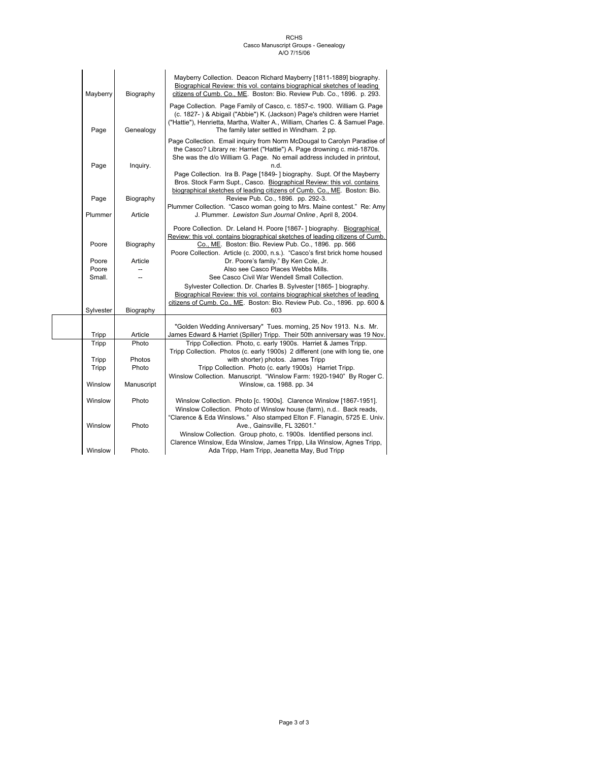RCHS
Casco Manuscript Groups - Genealogy
A/O 7/15/06

| | | |
|---|---|---|
| Mayberry | Biography | Mayberry Collection. Deacon Richard Mayberry [1811-1889] biography. Biographical Review: this vol. contains biographical sketches of leading citizens of Cumb. Co., ME. Boston: Bio. Review Pub. Co., 1896. p. 293. |
| Page | Genealogy | Page Collection. Page Family of Casco, c. 1857-c. 1900. William G. Page (c. 1827- ) & Abigail ("Abbie") K. (Jackson) Page's children were Harriet ("Hattie"), Henrietta, Martha, Walter A., William, Charles C. & Samuel Page. The family later settled in Windham. 2 pp. |
| Page | Inquiry. | Page Collection. Email inquiry from Norm McDougal to Carolyn Paradise of the Casco? Library re: Harriet ("Hattie") A. Page drowning c. mid-1870s. She was the d/o William G. Page. No email address included in printout, n.d. |
| Page | Biography | Page Collection. Ira B. Page [1849- ] biography. Supt. Of the Mayberry Bros. Stock Farm Supt., Casco. Biographical Review: this vol. contains biographical sketches of leading citizens of Cumb. Co., ME. Boston: Bio. Review Pub. Co., 1896. pp. 292-3. |
| Plummer | Article | Plummer Collection. "Casco woman going to Mrs. Maine contest." Re: Amy J. Plummer. *Lewiston Sun Journal Online*, April 8, 2004. |
| Poore | Biography | Poore Collection. Dr. Leland H. Poore [1867- ] biography. Biographical Review: this vol. contains biographical sketches of leading citizens of Cumb. Co., ME. Boston: Bio. Review Pub. Co., 1896. pp. 566 |
| Poore | Article | Poore Collection. Article (c. 2000, n.s.). "Casco's first brick home housed Dr. Poore's family." By Ken Cole, Jr. |
| Poore | -- | Also see Casco Places Webbs Mills. |
| Small. | -- | See Casco Civil War Wendell Small Collection. |
| Sylvester | Biography | Sylvester Collection. Dr. Charles B. Sylvester [1865- ] biography. Biographical Review: this vol. contains biographical sketches of leading citizens of Cumb. Co., ME. Boston: Bio. Review Pub. Co., 1896. pp. 600 & 603 |
| Tripp | Article | "Golden Wedding Anniversary" Tues. morning, 25 Nov 1913. N.s. Mr. James Edward & Harriet (Spiller) Tripp. Their 50th anniversary was 19 Nov. |
| Tripp | Photo | Tripp Collection. Photo, c. early 1900s. Harriet & James Tripp. |
| Tripp | Photos | Tripp Collection. Photos (c. early 1900s) 2 different (one with long tie, one with shorter) photos. James Tripp |
| Tripp | Photo | Tripp Collection. Photo (c. early 1900s) Harriet Tripp. |
| Winslow | Manuscript | Winslow Collection. Manuscript. "Winslow Farm: 1920-1940" By Roger C. Winslow, ca. 1988. pp. 34 |
| Winslow | Photo | Winslow Collection. Photo [c. 1900s]. Clarence Winslow [1867-1951]. |
| Winslow | Photo | Winslow Collection. Photo of Winslow house (farm), n.d.. Back reads, "Clarence & Eda Winslows." Also stamped Elton F. Flanagin, 5725 E. Univ. Ave., Gainsville, FL 32601." |
| Winslow | Photo. | Winslow Collection. Group photo, c. 1900s. Identified persons incl. Clarence Winslow, Eda Winslow, James Tripp, Lila Winslow, Agnes Tripp, Ada Tripp, Ham Tripp, Jeanetta May, Bud Tripp |